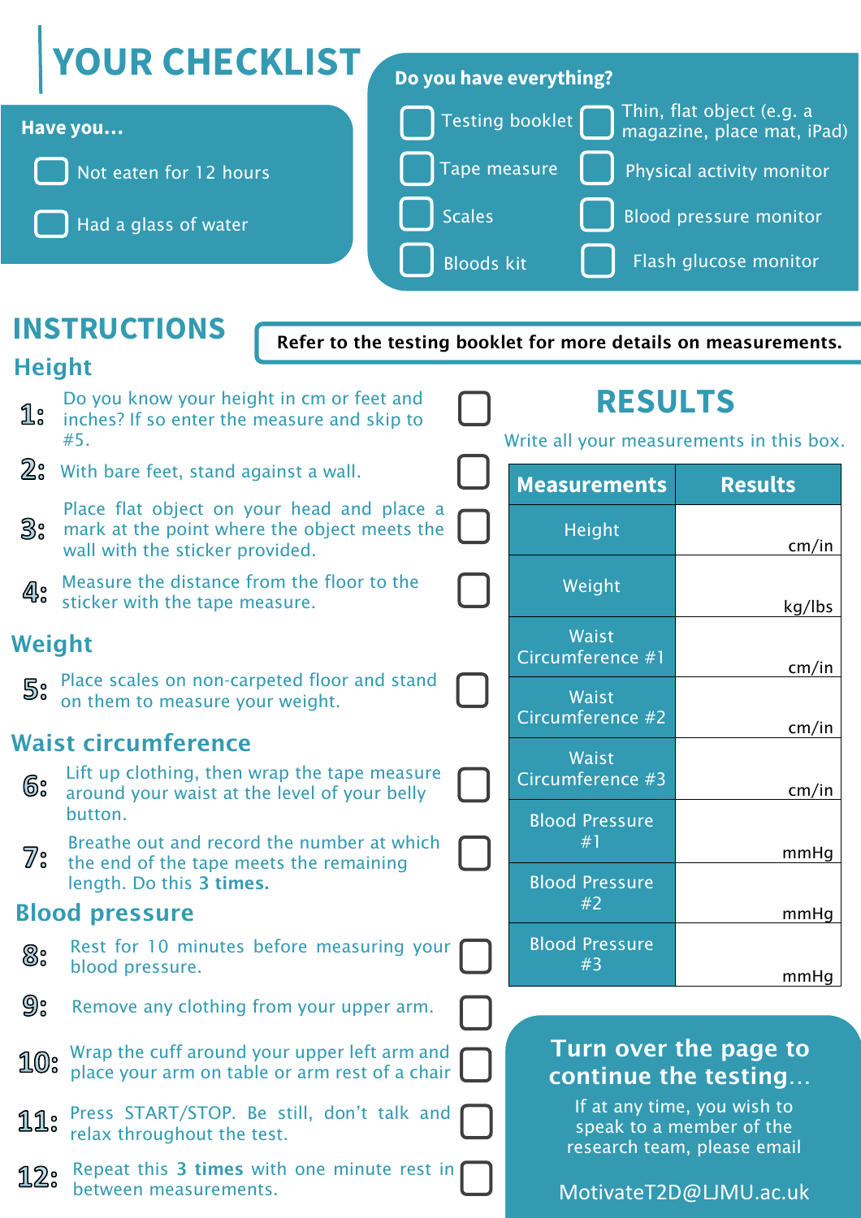# YOUR CHECKLIST

**Have you...**

- [ ] Not eaten for 12 hours
- [ ] Had a glass of water

**Do you have everything?**

- [ ] Testing booklet
- [ ] Tape measure
- [ ] Scales
- [ ] Bloods kit
- [ ] Thin, flat object (e.g. a magazine, place mat, iPad)
- [ ] Physical activity monitor
- [ ] Blood pressure monitor
- [ ] Flash glucose monitor

# INSTRUCTIONS

**Refer to the testing booklet for more details on measurements.**

## Height

- [ ] **1:** Do you know your height in cm or feet and inches? If so enter the measure and skip to #5.
- [ ] **2:** With bare feet, stand against a wall.
- [ ] **3:** Place flat object on your head and place a mark at the point where the object meets the wall with the sticker provided.
- [ ] **4:** Measure the distance from the floor to the sticker with the tape measure.

## Weight

- [ ] **5:** Place scales on non-carpeted floor and stand on them to measure your weight.

## Waist circumference

- [ ] **6:** Lift up clothing, then wrap the tape measure around your waist at the level of your belly button.
- [ ] **7:** Breathe out and record the number at which the end of the tape meets the remaining length. Do this **3 times.**

## Blood pressure

- [ ] **8:** Rest for 10 minutes before measuring your blood pressure.
- [ ] **9:** Remove any clothing from your upper arm.
- [ ] **10:** Wrap the cuff around your upper left arm and place your arm on table or arm rest of a chair
- [ ] **11:** Press START/STOP. Be still, don't talk and relax throughout the test.
- [ ] **12:** Repeat this **3 times** with one minute rest in between measurements.

# RESULTS

Write all your measurements in this box.

| Measurements | Results |
|---|---|
| Height | cm/in |
| Weight | kg/lbs |
| Waist Circumference #1 | cm/in |
| Waist Circumference #2 | cm/in |
| Waist Circumference #3 | cm/in |
| Blood Pressure #1 | mmHg |
| Blood Pressure #2 | mmHg |
| Blood Pressure #3 | mmHg |

**Turn over the page to continue the testing...**

If at any time, you wish to speak to a member of the research team, please email

MotivateT2D@LJMU.ac.uk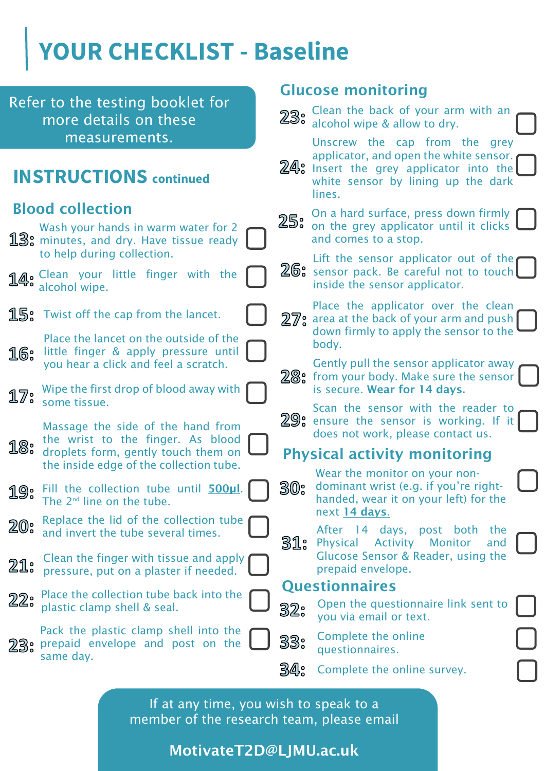# YOUR CHECKLIST - Baseline

Refer to the testing booklet for more details on these measurements.

## INSTRUCTIONS continued

### Blood collection

13: Wash your hands in warm water for 2 minutes, and dry. Have tissue ready to help during collection. ☐

14: Clean your little finger with the alcohol wipe. ☐

15: Twist off the cap from the lancet. ☐

16: Place the lancet on the outside of the little finger & apply pressure until you hear a click and feel a scratch. ☐

17: Wipe the first drop of blood away with some tissue. ☐

18: Massage the side of the hand from the wrist to the finger. As blood droplets form, gently touch them on the inside edge of the collection tube. ☐

19: Fill the collection tube until **500µl**. The 2nd line on the tube. ☐

20: Replace the lid of the collection tube and invert the tube several times. ☐

21: Clean the finger with tissue and apply pressure, put on a plaster if needed. ☐

22: Place the collection tube back into the plastic clamp shell & seal. ☐

23: Pack the plastic clamp shell into the prepaid envelope and post on the same day. ☐

### Glucose monitoring

23: Clean the back of your arm with an alcohol wipe & allow to dry. ☐

24: Unscrew the cap from the grey applicator, and open the white sensor. Insert the grey applicator into the white sensor by lining up the dark lines. ☐

25: On a hard surface, press down firmly on the grey applicator until it clicks and comes to a stop. ☐

26: Lift the sensor applicator out of the sensor pack. Be careful not to touch inside the sensor applicator. ☐

27: Place the applicator over the clean area at the back of your arm and push down firmly to apply the sensor to the body. ☐

28: Gently pull the sensor applicator away from your body. Make sure the sensor is secure. **Wear for 14 days.** ☐

29: Scan the sensor with the reader to ensure the sensor is working. If it does not work, please contact us. ☐

### Physical activity monitoring

30: Wear the monitor on your non-dominant wrist (e.g. if you're right-handed, wear it on your left) for the next **14 days.** ☐

31: After 14 days, post both the Physical Activity Monitor and Glucose Sensor & Reader, using the prepaid envelope. ☐

### Questionnaires

32: Open the questionnaire link sent to you via email or text. ☐

33: Complete the online questionnaires. ☐

34: Complete the online survey. ☐

If at any time, you wish to speak to a member of the research team, please email

**MotivateT2D@LJMU.ac.uk**